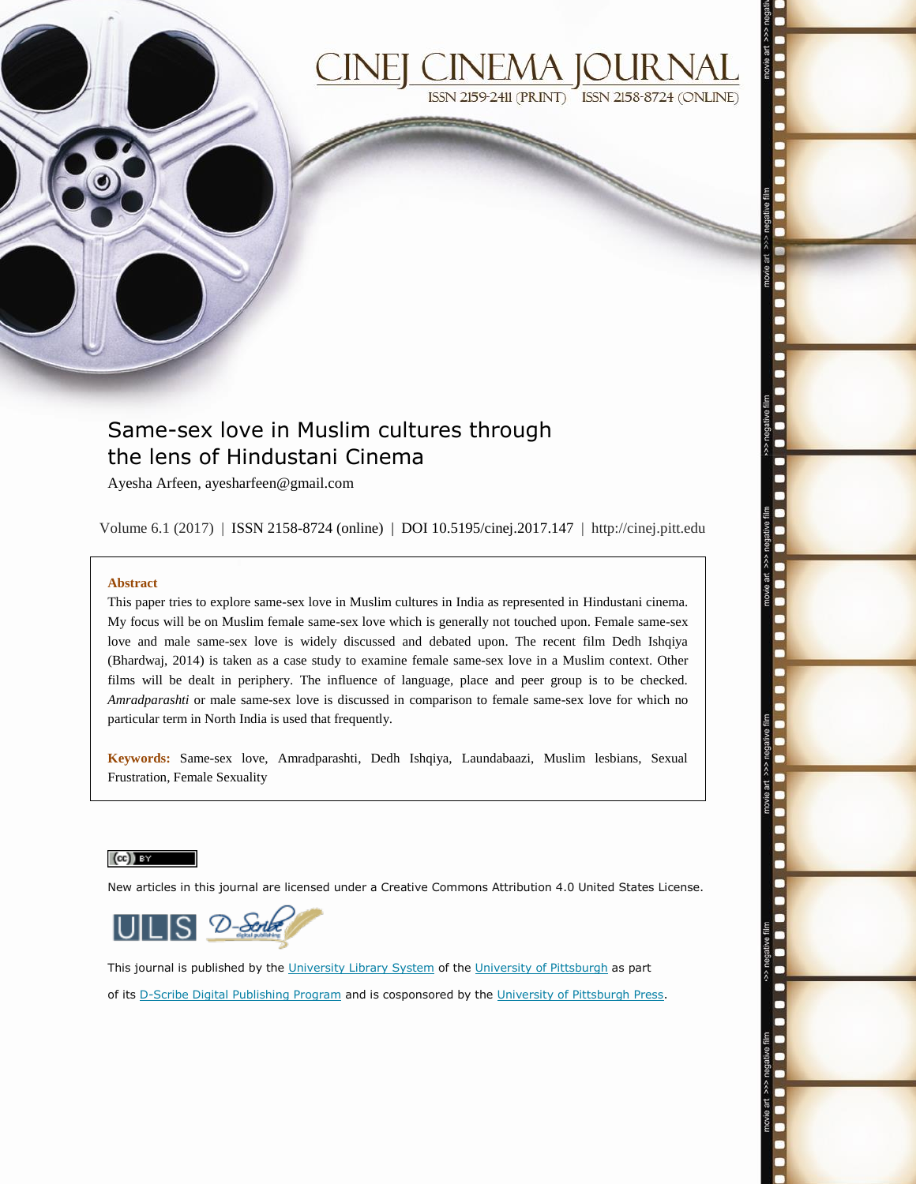# CINEJ CINEMA JOURNAL

ISSN 2159-2411 (PRINT) ISSN 2158-8724 (ONLINE)

## Same-sex love in Muslim cultures through the lens of Hindustani Cinema

Ayesha Arfeen, ayesharfeen@gmail.com

Volume 6.1 (2017) | ISSN 2158-8724 (online) | DOI 10.5195/cinej.2017.147 | http://cinej.pitt.edu

**Abstract**

This paper tries to explore same-sex love in Muslim cultures in India as represented in Hindustani cinema. My focus will be on Muslim female same-sex love which is generally not touched upon. Female same-sex love and male same-sex love is widely discussed and debated upon. The recent film Dedh Ishqiya (Bhardwaj, 2014) is taken as a case study to examine female same-sex love in a Muslim context. Other films will be dealt in periphery. The influence of language, place and peer group is to be checked. *Amradparashti* or male same-sex love is discussed in comparison to female same-sex love for which no particular term in North India is used that frequently.

**Keywords:** Same-sex love, Amradparashti, Dedh Ishqiya, Laundabaazi, Muslim lesbians, Sexual Frustration, Female Sexuality

New articles in this journal are licensed under a Creative Commons Attribution 4.0 United States License.

This journal is published by the University Library System of the University of Pittsburgh as part of its D-Scribe Digital Publishing Program and is cosponsored by the University of Pittsburgh Press.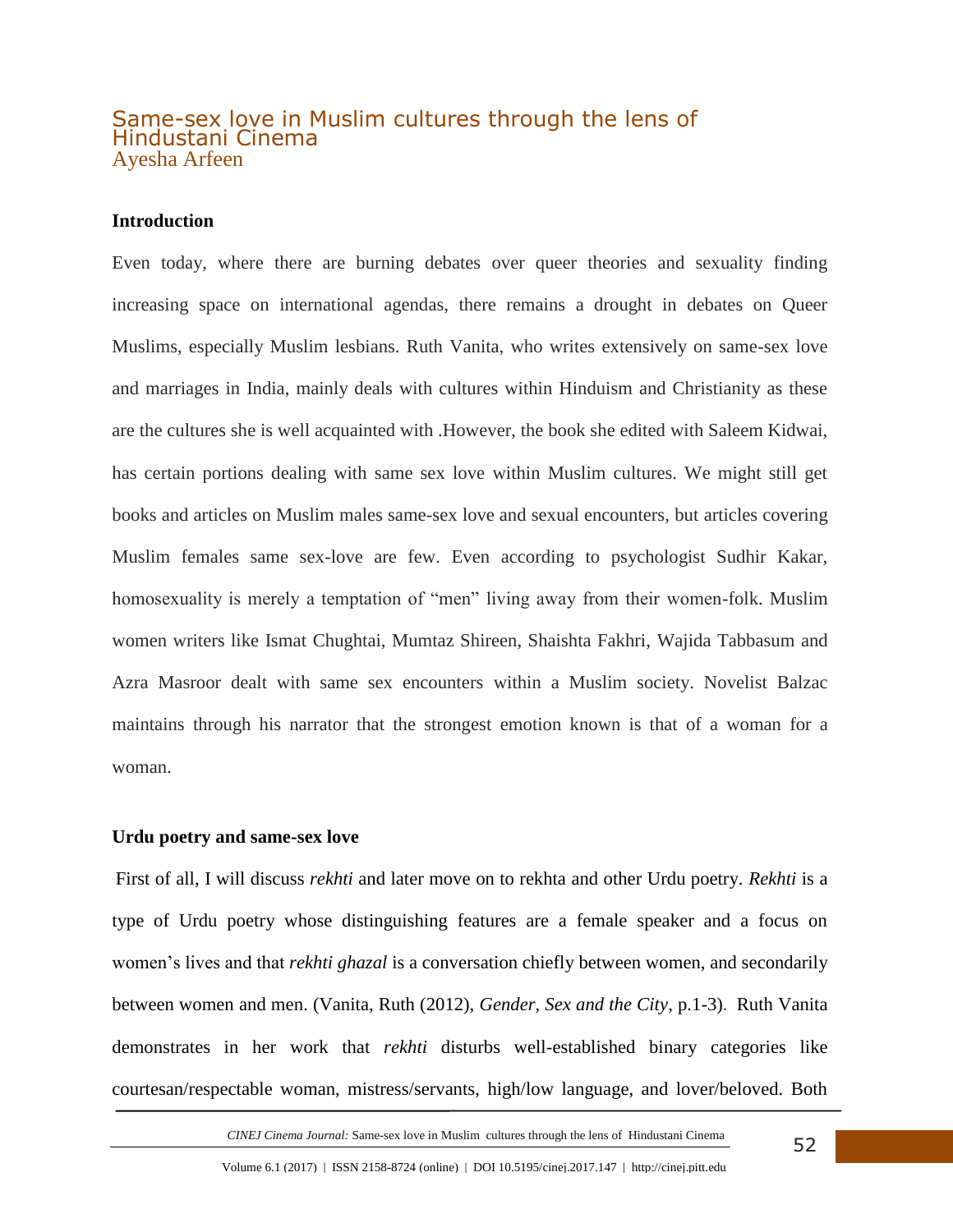# Same-sex love in Muslim cultures through the lens of Hindustani Cinema

Ayesha Arfeen

**Introduction**

Even today, where there are burning debates over queer theories and sexuality finding increasing space on international agendas, there remains a drought in debates on Queer Muslims, especially Muslim lesbians. Ruth Vanita, who writes extensively on same-sex love and marriages in India, mainly deals with cultures within Hinduism and Christianity as these are the cultures she is well acquainted with .However, the book she edited with Saleem Kidwai, has certain portions dealing with same sex love within Muslim cultures. We might still get books and articles on Muslim males same-sex love and sexual encounters, but articles covering Muslim females same sex-love are few. Even according to psychologist Sudhir Kakar, homosexuality is merely a temptation of "men" living away from their women-folk. Muslim women writers like Ismat Chughtai, Mumtaz Shireen, Shaishta Fakhri, Wajida Tabbasum and Azra Masroor dealt with same sex encounters within a Muslim society. Novelist Balzac maintains through his narrator that the strongest emotion known is that of a woman for a woman.

**Urdu poetry and same-sex love**

First of all, I will discuss *rekhti* and later move on to rekhta and other Urdu poetry. *Rekhti* is a type of Urdu poetry whose distinguishing features are a female speaker and a focus on women's lives and that *rekhti ghazal* is a conversation chiefly between women, and secondarily between women and men. (Vanita, Ruth (2012), *Gender, Sex and the City*, p.1-3). Ruth Vanita demonstrates in her work that *rekhti* disturbs well-established binary categories like courtesan/respectable woman, mistress/servants, high/low language, and lover/beloved. Both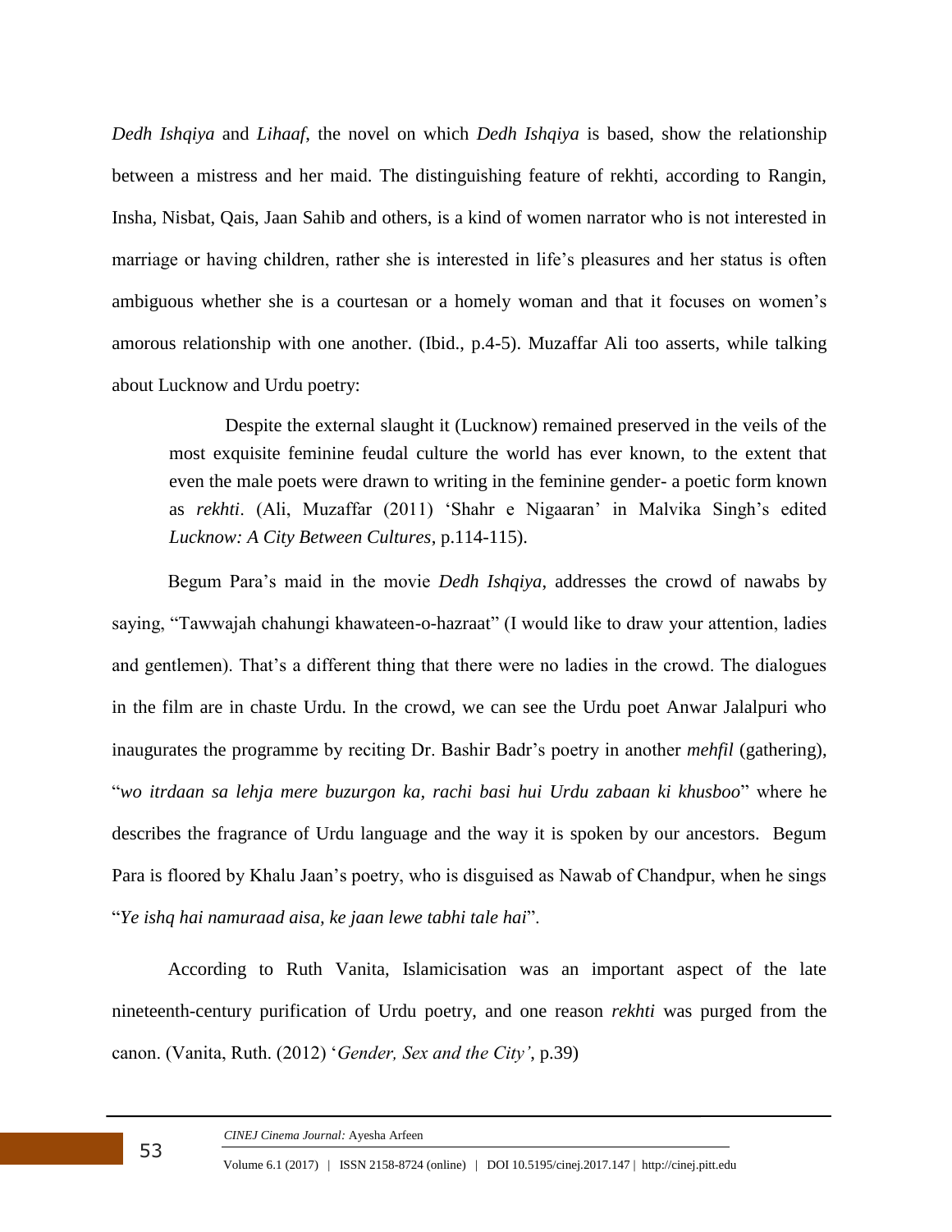*Dedh Ishqiya* and *Lihaaf*, the novel on which *Dedh Ishqiya* is based, show the relationship between a mistress and her maid. The distinguishing feature of rekhti, according to Rangin, Insha, Nisbat, Qais, Jaan Sahib and others, is a kind of women narrator who is not interested in marriage or having children, rather she is interested in life's pleasures and her status is often ambiguous whether she is a courtesan or a homely woman and that it focuses on women's amorous relationship with one another. (Ibid., p.4-5). Muzaffar Ali too asserts, while talking about Lucknow and Urdu poetry:

> Despite the external slaught it (Lucknow) remained preserved in the veils of the most exquisite feminine feudal culture the world has ever known, to the extent that even the male poets were drawn to writing in the feminine gender- a poetic form known as *rekhti*. (Ali, Muzaffar (2011) 'Shahr e Nigaaran' in Malvika Singh's edited *Lucknow: A City Between Cultures*, p.114-115).

Begum Para's maid in the movie *Dedh Ishqiya*, addresses the crowd of nawabs by saying, "Tawwajah chahungi khawateen-o-hazraat" (I would like to draw your attention, ladies and gentlemen). That's a different thing that there were no ladies in the crowd. The dialogues in the film are in chaste Urdu. In the crowd, we can see the Urdu poet Anwar Jalalpuri who inaugurates the programme by reciting Dr. Bashir Badr's poetry in another *mehfil* (gathering), "*wo itrdaan sa lehja mere buzurgon ka, rachi basi hui Urdu zabaan ki khusboo*" where he describes the fragrance of Urdu language and the way it is spoken by our ancestors. Begum Para is floored by Khalu Jaan's poetry, who is disguised as Nawab of Chandpur, when he sings "*Ye ishq hai namuraad aisa, ke jaan lewe tabhi tale hai*".

According to Ruth Vanita, Islamicisation was an important aspect of the late nineteenth-century purification of Urdu poetry, and one reason *rekhti* was purged from the canon. (Vanita, Ruth. (2012) '*Gender, Sex and the City'*, p.39)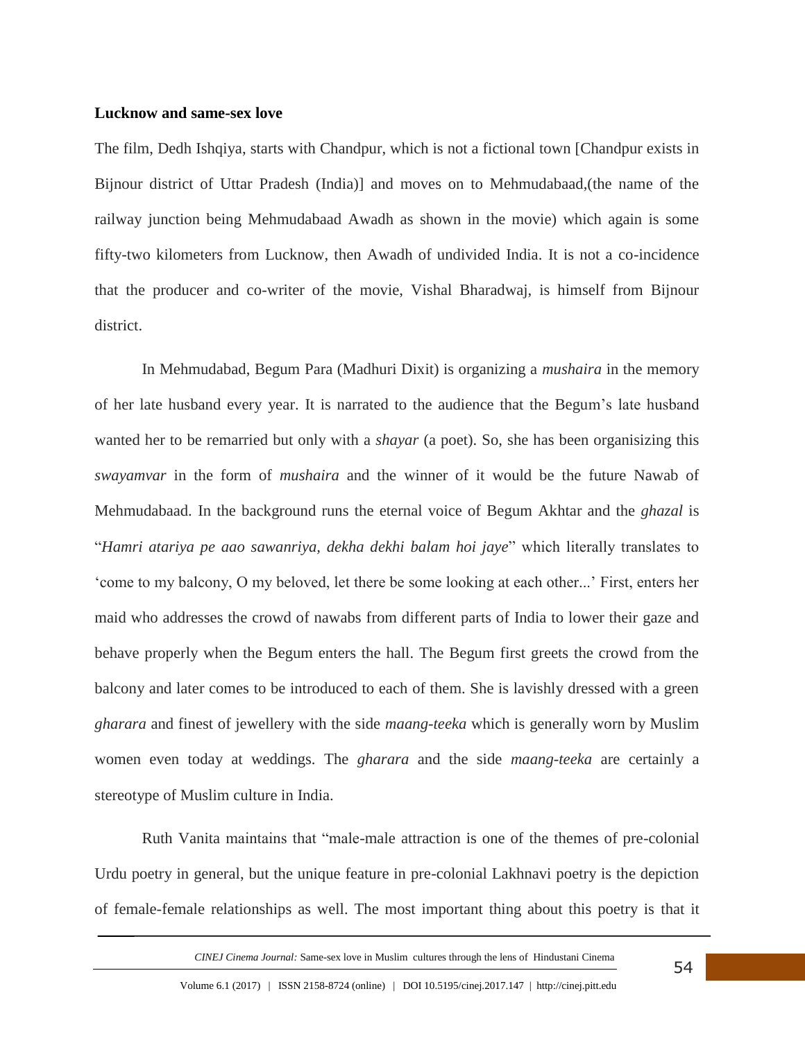**Lucknow and same-sex love**

The film, Dedh Ishqiya, starts with Chandpur, which is not a fictional town [Chandpur exists in Bijnour district of Uttar Pradesh (India)] and moves on to Mehmudabaad,(the name of the railway junction being Mehmudabaad Awadh as shown in the movie) which again is some fifty-two kilometers from Lucknow, then Awadh of undivided India. It is not a co-incidence that the producer and co-writer of the movie, Vishal Bharadwaj, is himself from Bijnour district.

In Mehmudabad, Begum Para (Madhuri Dixit) is organizing a *mushaira* in the memory of her late husband every year. It is narrated to the audience that the Begum's late husband wanted her to be remarried but only with a *shayar* (a poet). So, she has been organisizing this *swayamvar* in the form of *mushaira* and the winner of it would be the future Nawab of Mehmudabaad. In the background runs the eternal voice of Begum Akhtar and the *ghazal* is "*Hamri atariya pe aao sawanriya, dekha dekhi balam hoi jaye*" which literally translates to 'come to my balcony, O my beloved, let there be some looking at each other...' First, enters her maid who addresses the crowd of nawabs from different parts of India to lower their gaze and behave properly when the Begum enters the hall. The Begum first greets the crowd from the balcony and later comes to be introduced to each of them. She is lavishly dressed with a green *gharara* and finest of jewellery with the side *maang-teeka* which is generally worn by Muslim women even today at weddings. The *gharara* and the side *maang-teeka* are certainly a stereotype of Muslim culture in India.

Ruth Vanita maintains that "male-male attraction is one of the themes of pre-colonial Urdu poetry in general, but the unique feature in pre-colonial Lakhnavi poetry is the depiction of female-female relationships as well. The most important thing about this poetry is that it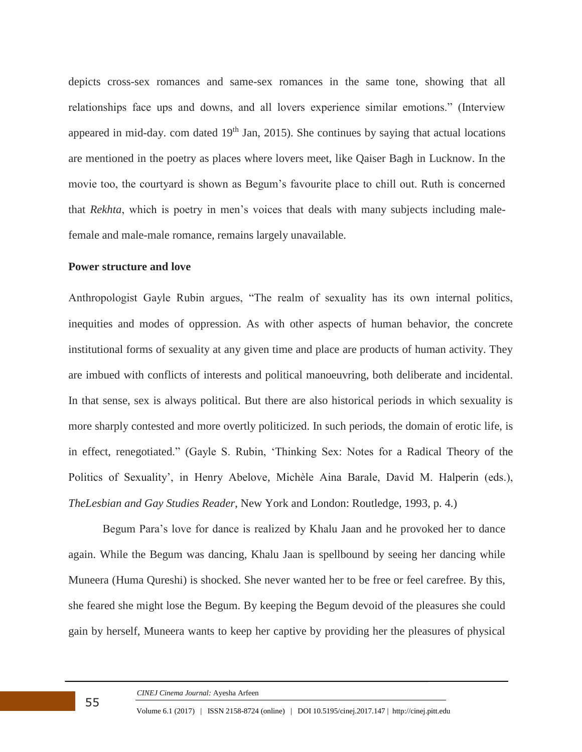depicts cross-sex romances and same-sex romances in the same tone, showing that all relationships face ups and downs, and all lovers experience similar emotions." (Interview appeared in mid-day. com dated 19th Jan, 2015). She continues by saying that actual locations are mentioned in the poetry as places where lovers meet, like Qaiser Bagh in Lucknow. In the movie too, the courtyard is shown as Begum's favourite place to chill out. Ruth is concerned that *Rekhta*, which is poetry in men's voices that deals with many subjects including male-female and male-male romance, remains largely unavailable.

**Power structure and love**

Anthropologist Gayle Rubin argues, "The realm of sexuality has its own internal politics, inequities and modes of oppression. As with other aspects of human behavior, the concrete institutional forms of sexuality at any given time and place are products of human activity. They are imbued with conflicts of interests and political manoeuvring, both deliberate and incidental. In that sense, sex is always political. But there are also historical periods in which sexuality is more sharply contested and more overtly politicized. In such periods, the domain of erotic life, is in effect, renegotiated." (Gayle S. Rubin, 'Thinking Sex: Notes for a Radical Theory of the Politics of Sexuality', in Henry Abelove, Michèle Aina Barale, David M. Halperin (eds.), *TheLesbian and Gay Studies Reader*, New York and London: Routledge, 1993, p. 4.)

Begum Para's love for dance is realized by Khalu Jaan and he provoked her to dance again. While the Begum was dancing, Khalu Jaan is spellbound by seeing her dancing while Muneera (Huma Qureshi) is shocked. She never wanted her to be free or feel carefree. By this, she feared she might lose the Begum. By keeping the Begum devoid of the pleasures she could gain by herself, Muneera wants to keep her captive by providing her the pleasures of physical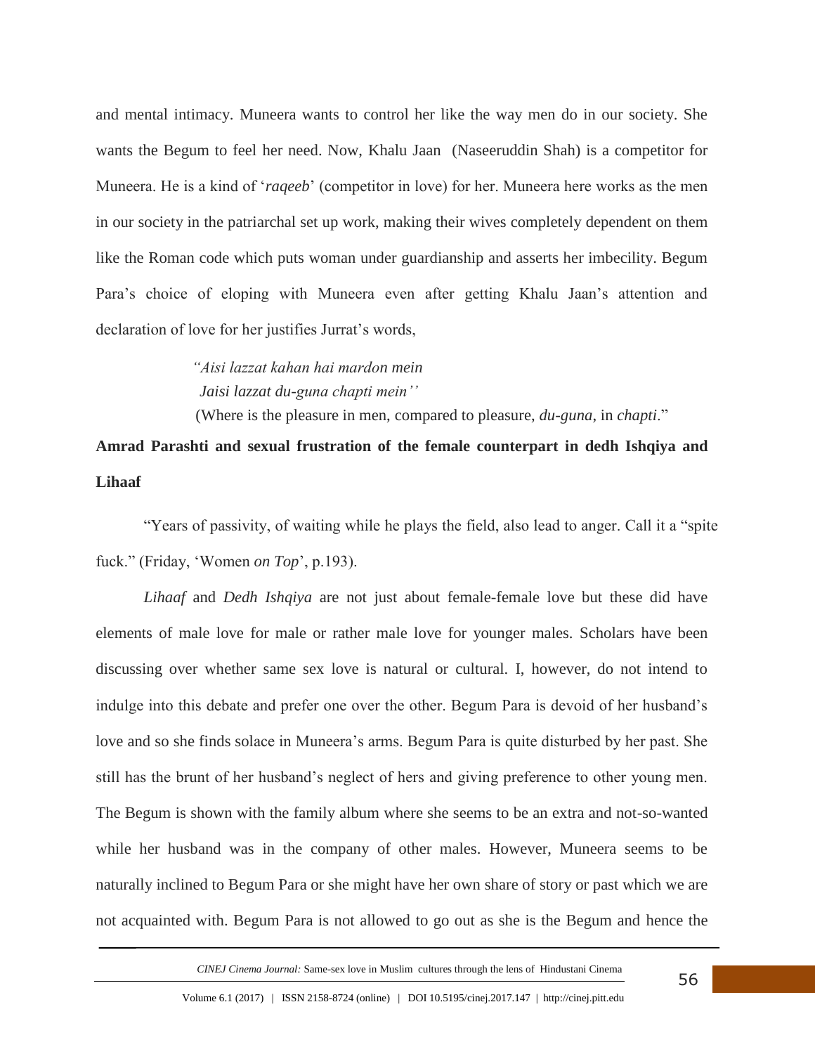and mental intimacy. Muneera wants to control her like the way men do in our society. She wants the Begum to feel her need. Now, Khalu Jaan (Naseeruddin Shah) is a competitor for Muneera. He is a kind of '*raqeeb*' (competitor in love) for her. Muneera here works as the men in our society in the patriarchal set up work, making their wives completely dependent on them like the Roman code which puts woman under guardianship and asserts her imbecility. Begum Para's choice of eloping with Muneera even after getting Khalu Jaan's attention and declaration of love for her justifies Jurrat's words,

> *"Aisi lazzat kahan hai mardon mein*
> *Jaisi lazzat du-guna chapti mein''*
> (Where is the pleasure in men, compared to pleasure, *du-guna*, in *chapti*."

**Amrad Parashti and sexual frustration of the female counterpart in dedh Ishqiya and Lihaaf**

"Years of passivity, of waiting while he plays the field, also lead to anger. Call it a "spite fuck." (Friday, 'Women *on Top*', p.193).

*Lihaaf* and *Dedh Ishqiya* are not just about female-female love but these did have elements of male love for male or rather male love for younger males. Scholars have been discussing over whether same sex love is natural or cultural. I, however, do not intend to indulge into this debate and prefer one over the other. Begum Para is devoid of her husband's love and so she finds solace in Muneera's arms. Begum Para is quite disturbed by her past. She still has the brunt of her husband's neglect of hers and giving preference to other young men. The Begum is shown with the family album where she seems to be an extra and not-so-wanted while her husband was in the company of other males. However, Muneera seems to be naturally inclined to Begum Para or she might have her own share of story or past which we are not acquainted with. Begum Para is not allowed to go out as she is the Begum and hence the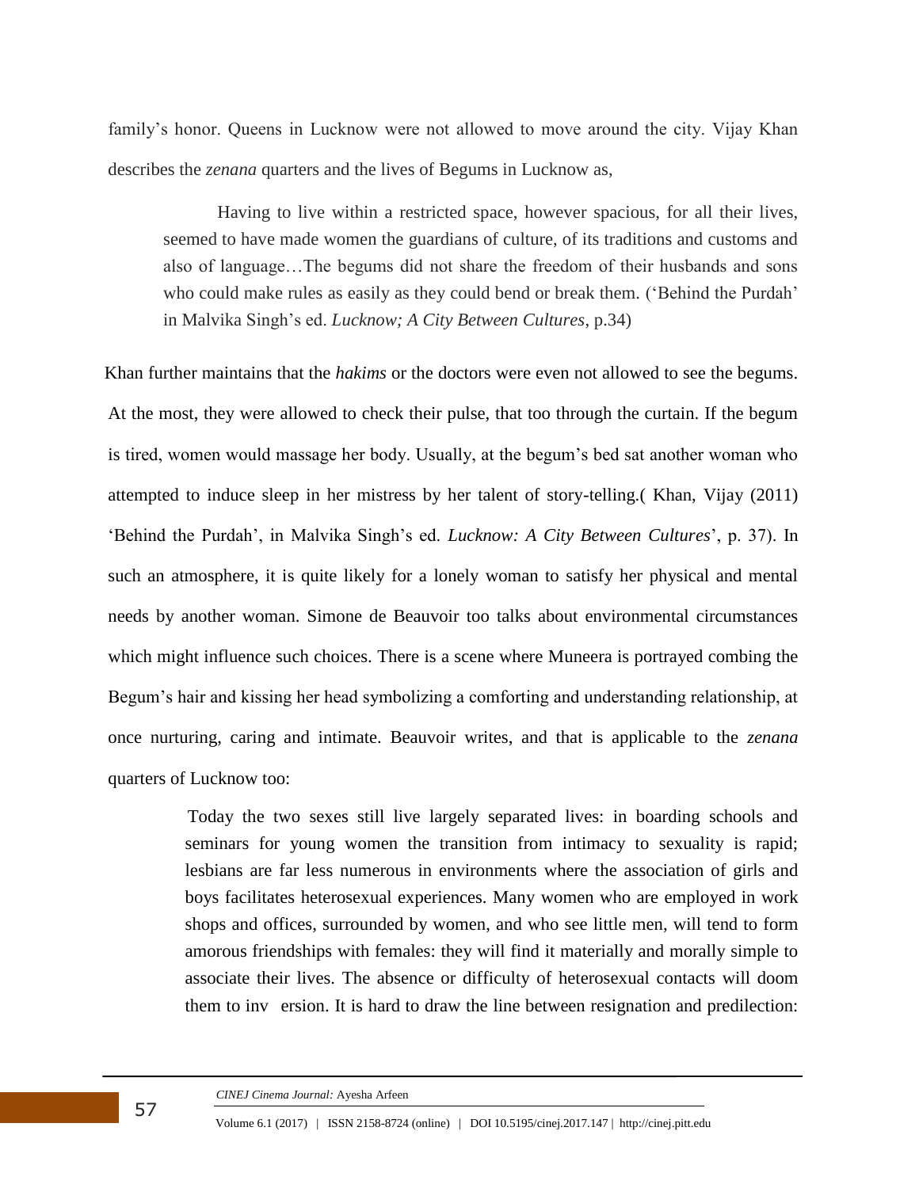family's honor. Queens in Lucknow were not allowed to move around the city. Vijay Khan describes the *zenana* quarters and the lives of Begums in Lucknow as,

> Having to live within a restricted space, however spacious, for all their lives, seemed to have made women the guardians of culture, of its traditions and customs and also of language…The begums did not share the freedom of their husbands and sons who could make rules as easily as they could bend or break them. ('Behind the Purdah' in Malvika Singh's ed. *Lucknow; A City Between Cultures*, p.34)

Khan further maintains that the *hakims* or the doctors were even not allowed to see the begums. At the most, they were allowed to check their pulse, that too through the curtain. If the begum is tired, women would massage her body. Usually, at the begum's bed sat another woman who attempted to induce sleep in her mistress by her talent of story-telling.( Khan, Vijay (2011) 'Behind the Purdah', in Malvika Singh's ed. *Lucknow: A City Between Cultures*', p. 37). In such an atmosphere, it is quite likely for a lonely woman to satisfy her physical and mental needs by another woman. Simone de Beauvoir too talks about environmental circumstances which might influence such choices. There is a scene where Muneera is portrayed combing the Begum's hair and kissing her head symbolizing a comforting and understanding relationship, at once nurturing, caring and intimate. Beauvoir writes, and that is applicable to the *zenana* quarters of Lucknow too:

> Today the two sexes still live largely separated lives: in boarding schools and seminars for young women the transition from intimacy to sexuality is rapid; lesbians are far less numerous in environments where the association of girls and boys facilitates heterosexual experiences. Many women who are employed in work shops and offices, surrounded by women, and who see little men, will tend to form amorous friendships with females: they will find it materially and morally simple to associate their lives. The absence or difficulty of heterosexual contacts will doom them to inv ersion. It is hard to draw the line between resignation and predilection: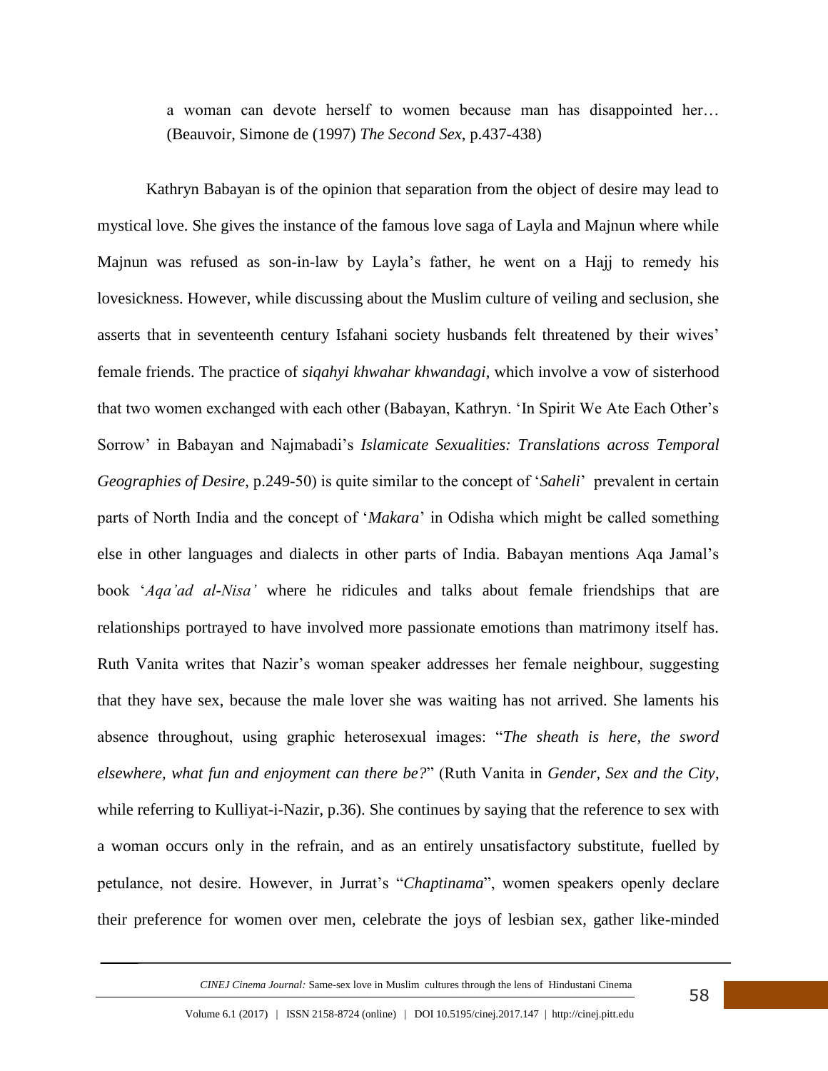> a woman can devote herself to women because man has disappointed her… (Beauvoir, Simone de (1997) *The Second Sex*, p.437-438)

Kathryn Babayan is of the opinion that separation from the object of desire may lead to mystical love. She gives the instance of the famous love saga of Layla and Majnun where while Majnun was refused as son-in-law by Layla's father, he went on a Hajj to remedy his lovesickness. However, while discussing about the Muslim culture of veiling and seclusion, she asserts that in seventeenth century Isfahani society husbands felt threatened by their wives' female friends. The practice of *siqahyi khwahar khwandagi*, which involve a vow of sisterhood that two women exchanged with each other (Babayan, Kathryn. 'In Spirit We Ate Each Other's Sorrow' in Babayan and Najmabadi's *Islamicate Sexualities: Translations across Temporal Geographies of Desire*, p.249-50) is quite similar to the concept of '*Saheli*' prevalent in certain parts of North India and the concept of '*Makara*' in Odisha which might be called something else in other languages and dialects in other parts of India. Babayan mentions Aqa Jamal's book '*Aqa'ad al-Nisa'* where he ridicules and talks about female friendships that are relationships portrayed to have involved more passionate emotions than matrimony itself has. Ruth Vanita writes that Nazir's woman speaker addresses her female neighbour, suggesting that they have sex, because the male lover she was waiting has not arrived. She laments his absence throughout, using graphic heterosexual images: "*The sheath is here, the sword elsewhere, what fun and enjoyment can there be?*" (Ruth Vanita in *Gender, Sex and the City*, while referring to Kulliyat-i-Nazir, p.36). She continues by saying that the reference to sex with a woman occurs only in the refrain, and as an entirely unsatisfactory substitute, fuelled by petulance, not desire. However, in Jurrat's "*Chaptinama*", women speakers openly declare their preference for women over men, celebrate the joys of lesbian sex, gather like-minded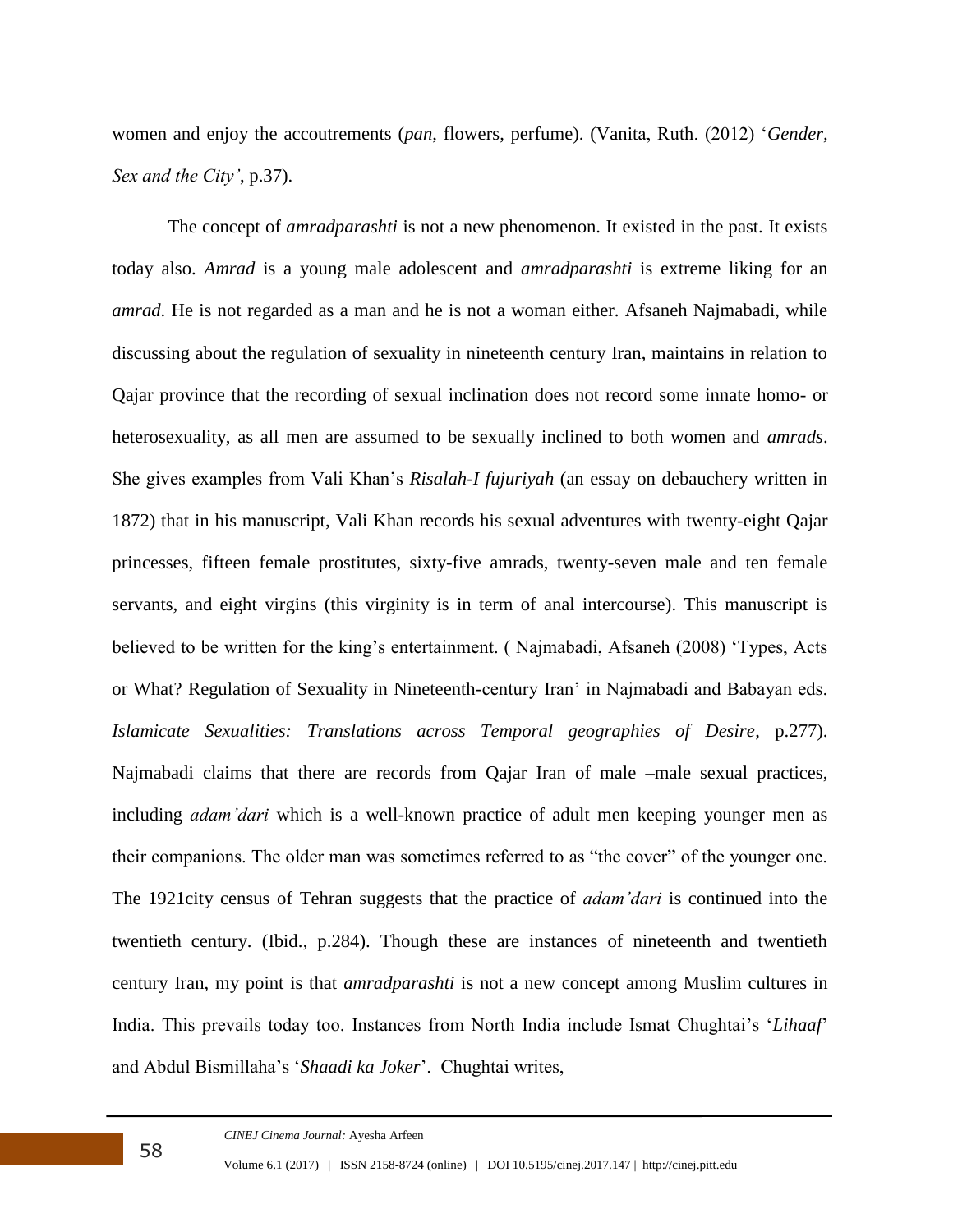women and enjoy the accoutrements (*pan*, flowers, perfume). (Vanita, Ruth. (2012) '*Gender, Sex and the City'*, p.37).

The concept of *amradparashti* is not a new phenomenon. It existed in the past. It exists today also. *Amrad* is a young male adolescent and *amradparashti* is extreme liking for an *amrad*. He is not regarded as a man and he is not a woman either. Afsaneh Najmabadi, while discussing about the regulation of sexuality in nineteenth century Iran, maintains in relation to Qajar province that the recording of sexual inclination does not record some innate homo- or heterosexuality, as all men are assumed to be sexually inclined to both women and *amrads*. She gives examples from Vali Khan's *Risalah-I fujuriyah* (an essay on debauchery written in 1872) that in his manuscript, Vali Khan records his sexual adventures with twenty-eight Qajar princesses, fifteen female prostitutes, sixty-five amrads, twenty-seven male and ten female servants, and eight virgins (this virginity is in term of anal intercourse). This manuscript is believed to be written for the king's entertainment. ( Najmabadi, Afsaneh (2008) 'Types, Acts or What? Regulation of Sexuality in Nineteenth-century Iran' in Najmabadi and Babayan eds. *Islamicate Sexualities: Translations across Temporal geographies of Desire*, p.277). Najmabadi claims that there are records from Qajar Iran of male –male sexual practices, including *adam'dari* which is a well-known practice of adult men keeping younger men as their companions. The older man was sometimes referred to as "the cover" of the younger one. The 1921city census of Tehran suggests that the practice of *adam'dari* is continued into the twentieth century. (Ibid., p.284). Though these are instances of nineteenth and twentieth century Iran, my point is that *amradparashti* is not a new concept among Muslim cultures in India. This prevails today too. Instances from North India include Ismat Chughtai's '*Lihaaf*' and Abdul Bismillaha's '*Shaadi ka Joker*'. Chughtai writes,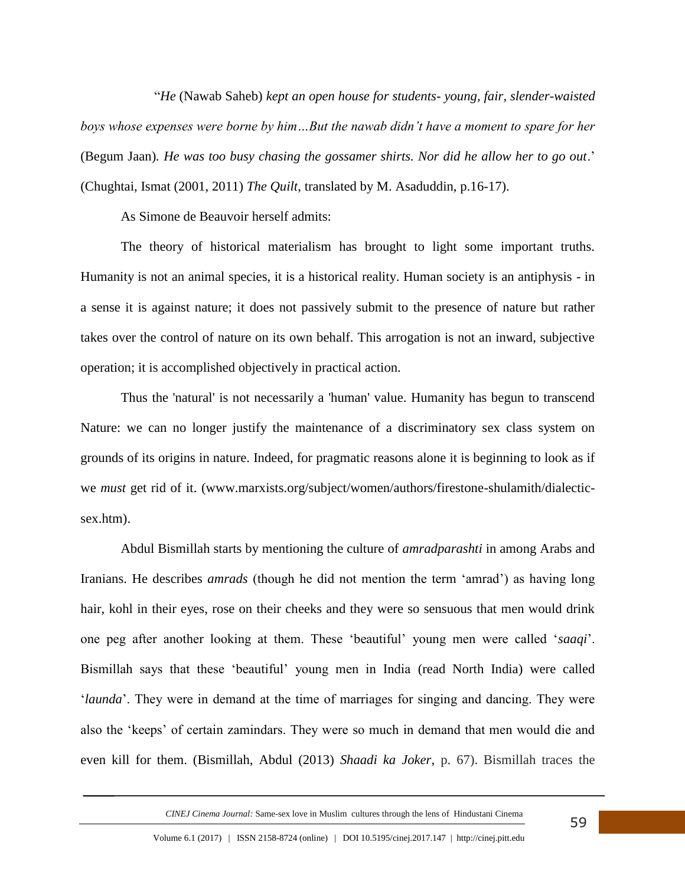"*He* (Nawab Saheb) *kept an open house for students- young, fair, slender-waisted boys whose expenses were borne by him…But the nawab didn't have a moment to spare for her* (Begum Jaan)*. He was too busy chasing the gossamer shirts. Nor did he allow her to go out*.' (Chughtai, Ismat (2001, 2011) *The Quilt*, translated by M. Asaduddin, p.16-17).

As Simone de Beauvoir herself admits:

The theory of historical materialism has brought to light some important truths. Humanity is not an animal species, it is a historical reality. Human society is an antiphysis - in a sense it is against nature; it does not passively submit to the presence of nature but rather takes over the control of nature on its own behalf. This arrogation is not an inward, subjective operation; it is accomplished objectively in practical action.

Thus the 'natural' is not necessarily a 'human' value. Humanity has begun to transcend Nature: we can no longer justify the maintenance of a discriminatory sex class system on grounds of its origins in nature. Indeed, for pragmatic reasons alone it is beginning to look as if we *must* get rid of it. (www.marxists.org/subject/women/authors/firestone-shulamith/dialectic-sex.htm).

Abdul Bismillah starts by mentioning the culture of *amradparashti* in among Arabs and Iranians. He describes *amrads* (though he did not mention the term 'amrad') as having long hair, kohl in their eyes, rose on their cheeks and they were so sensuous that men would drink one peg after another looking at them. These 'beautiful' young men were called '*saaqi*'. Bismillah says that these 'beautiful' young men in India (read North India) were called '*launda*'. They were in demand at the time of marriages for singing and dancing. They were also the 'keeps' of certain zamindars. They were so much in demand that men would die and even kill for them. (Bismillah, Abdul (2013) *Shaadi ka Joker*, p. 67). Bismillah traces the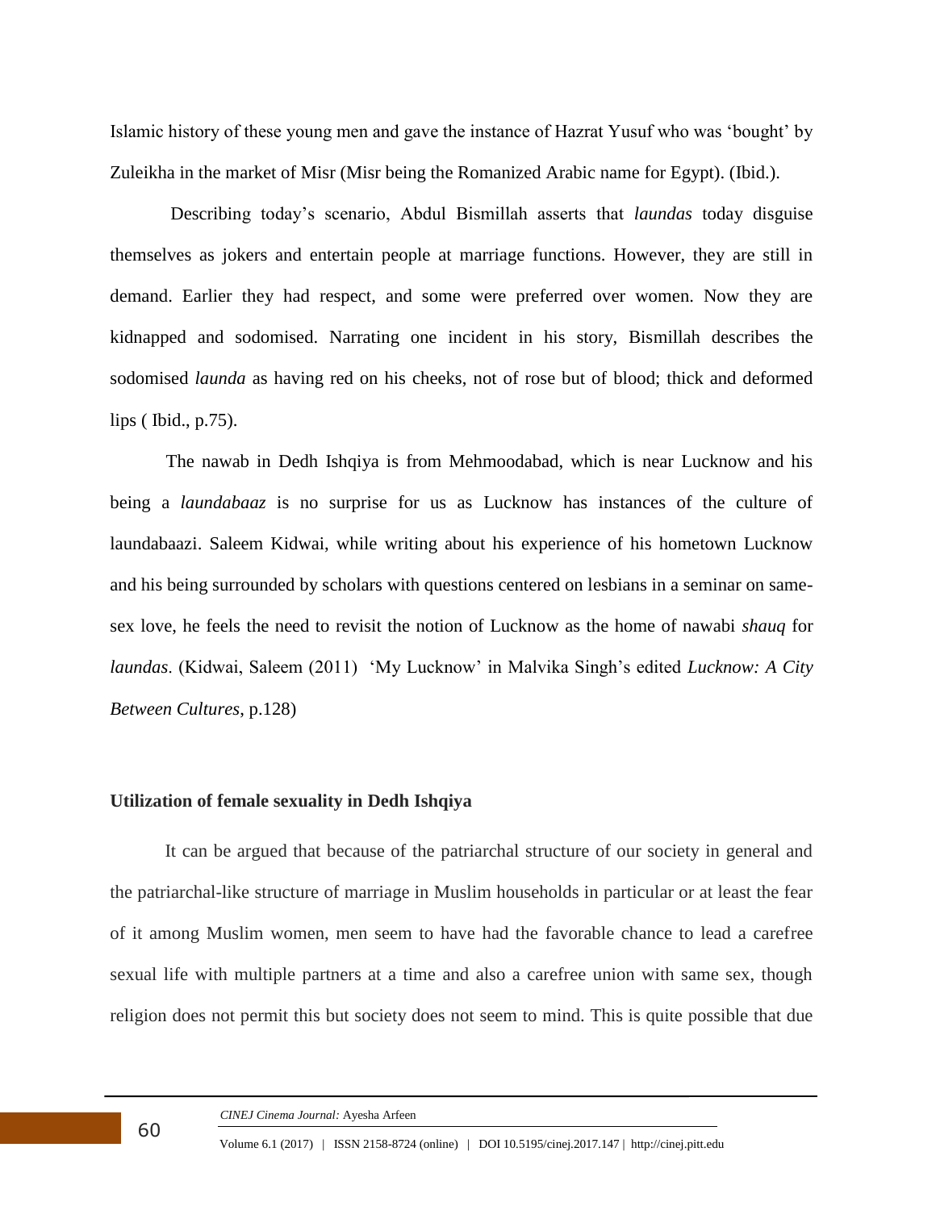Islamic history of these young men and gave the instance of Hazrat Yusuf who was 'bought' by Zuleikha in the market of Misr (Misr being the Romanized Arabic name for Egypt). (Ibid.).

Describing today's scenario, Abdul Bismillah asserts that *laundas* today disguise themselves as jokers and entertain people at marriage functions. However, they are still in demand. Earlier they had respect, and some were preferred over women. Now they are kidnapped and sodomised. Narrating one incident in his story, Bismillah describes the sodomised *launda* as having red on his cheeks, not of rose but of blood; thick and deformed lips ( Ibid., p.75).

The nawab in Dedh Ishqiya is from Mehmoodabad, which is near Lucknow and his being a *laundabaaz* is no surprise for us as Lucknow has instances of the culture of laundabaazi. Saleem Kidwai, while writing about his experience of his hometown Lucknow and his being surrounded by scholars with questions centered on lesbians in a seminar on same-sex love, he feels the need to revisit the notion of Lucknow as the home of nawabi *shauq* for *laundas*. (Kidwai, Saleem (2011) 'My Lucknow' in Malvika Singh's edited *Lucknow: A City Between Cultures*, p.128)

### Utilization of female sexuality in Dedh Ishqiya

It can be argued that because of the patriarchal structure of our society in general and the patriarchal-like structure of marriage in Muslim households in particular or at least the fear of it among Muslim women, men seem to have had the favorable chance to lead a carefree sexual life with multiple partners at a time and also a carefree union with same sex, though religion does not permit this but society does not seem to mind. This is quite possible that due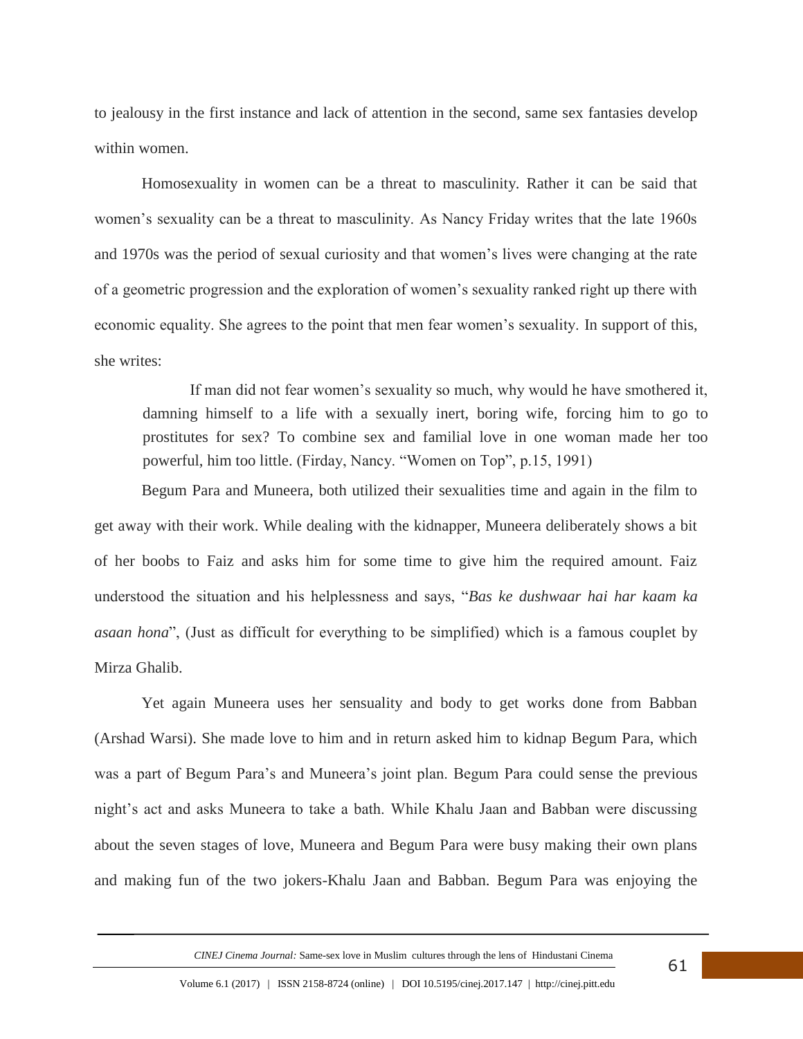to jealousy in the first instance and lack of attention in the second, same sex fantasies develop within women.

Homosexuality in women can be a threat to masculinity. Rather it can be said that women's sexuality can be a threat to masculinity. As Nancy Friday writes that the late 1960s and 1970s was the period of sexual curiosity and that women's lives were changing at the rate of a geometric progression and the exploration of women's sexuality ranked right up there with economic equality. She agrees to the point that men fear women's sexuality. In support of this, she writes:

> If man did not fear women's sexuality so much, why would he have smothered it, damning himself to a life with a sexually inert, boring wife, forcing him to go to prostitutes for sex? To combine sex and familial love in one woman made her too powerful, him too little. (Firday, Nancy. "Women on Top", p.15, 1991)

Begum Para and Muneera, both utilized their sexualities time and again in the film to get away with their work. While dealing with the kidnapper, Muneera deliberately shows a bit of her boobs to Faiz and asks him for some time to give him the required amount. Faiz understood the situation and his helplessness and says, "*Bas ke dushwaar hai har kaam ka asaan hona*", (Just as difficult for everything to be simplified) which is a famous couplet by Mirza Ghalib.

Yet again Muneera uses her sensuality and body to get works done from Babban (Arshad Warsi). She made love to him and in return asked him to kidnap Begum Para, which was a part of Begum Para's and Muneera's joint plan. Begum Para could sense the previous night's act and asks Muneera to take a bath. While Khalu Jaan and Babban were discussing about the seven stages of love, Muneera and Begum Para were busy making their own plans and making fun of the two jokers-Khalu Jaan and Babban. Begum Para was enjoying the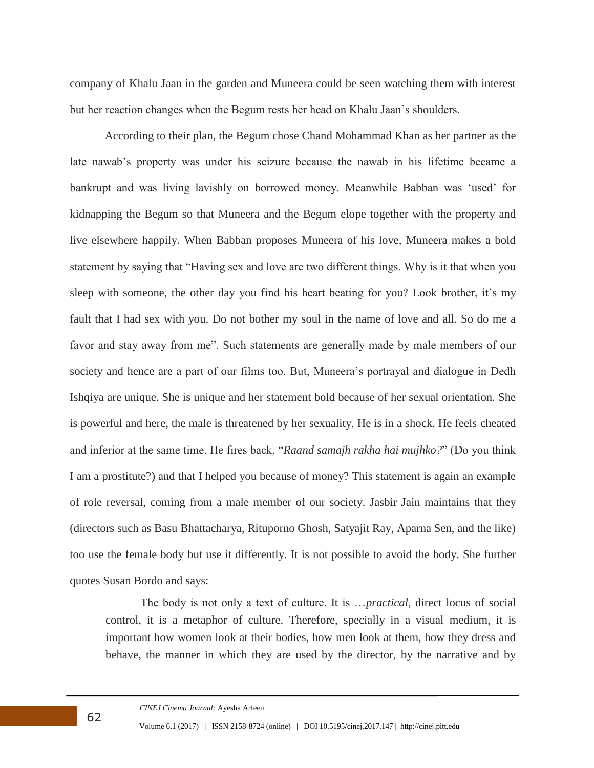company of Khalu Jaan in the garden and Muneera could be seen watching them with interest but her reaction changes when the Begum rests her head on Khalu Jaan's shoulders.

According to their plan, the Begum chose Chand Mohammad Khan as her partner as the late nawab's property was under his seizure because the nawab in his lifetime became a bankrupt and was living lavishly on borrowed money. Meanwhile Babban was 'used' for kidnapping the Begum so that Muneera and the Begum elope together with the property and live elsewhere happily. When Babban proposes Muneera of his love, Muneera makes a bold statement by saying that "Having sex and love are two different things. Why is it that when you sleep with someone, the other day you find his heart beating for you? Look brother, it's my fault that I had sex with you. Do not bother my soul in the name of love and all. So do me a favor and stay away from me". Such statements are generally made by male members of our society and hence are a part of our films too. But, Muneera's portrayal and dialogue in Dedh Ishqiya are unique. She is unique and her statement bold because of her sexual orientation. She is powerful and here, the male is threatened by her sexuality. He is in a shock. He feels cheated and inferior at the same time. He fires back, "*Raand samajh rakha hai mujhko?*" (Do you think I am a prostitute?) and that I helped you because of money? This statement is again an example of role reversal, coming from a male member of our society. Jasbir Jain maintains that they (directors such as Basu Bhattacharya, Rituporno Ghosh, Satyajit Ray, Aparna Sen, and the like) too use the female body but use it differently. It is not possible to avoid the body. She further quotes Susan Bordo and says:

> The body is not only a text of culture. It is …*practical*, direct locus of social control, it is a metaphor of culture. Therefore, specially in a visual medium, it is important how women look at their bodies, how men look at them, how they dress and behave, the manner in which they are used by the director, by the narrative and by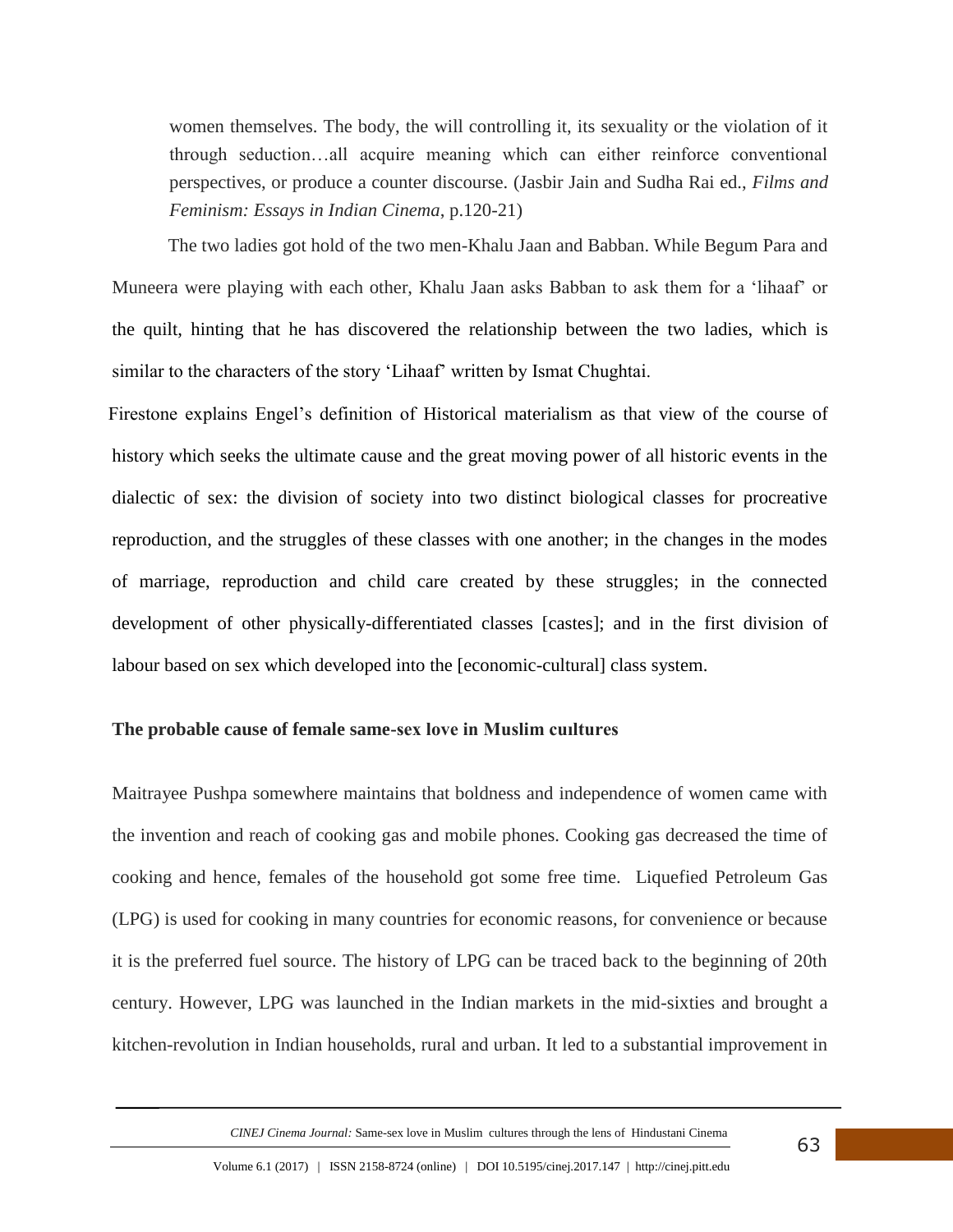women themselves. The body, the will controlling it, its sexuality or the violation of it through seduction…all acquire meaning which can either reinforce conventional perspectives, or produce a counter discourse. (Jasbir Jain and Sudha Rai ed., *Films and Feminism: Essays in Indian Cinema*, p.120-21)

The two ladies got hold of the two men-Khalu Jaan and Babban. While Begum Para and Muneera were playing with each other, Khalu Jaan asks Babban to ask them for a 'lihaaf' or the quilt, hinting that he has discovered the relationship between the two ladies, which is similar to the characters of the story 'Lihaaf' written by Ismat Chughtai.

Firestone explains Engel's definition of Historical materialism as that view of the course of history which seeks the ultimate cause and the great moving power of all historic events in the dialectic of sex: the division of society into two distinct biological classes for procreative reproduction, and the struggles of these classes with one another; in the changes in the modes of marriage, reproduction and child care created by these struggles; in the connected development of other physically-differentiated classes [castes]; and in the first division of labour based on sex which developed into the [economic-cultural] class system.

### The probable cause of female same-sex love in Muslim cultures

Maitrayee Pushpa somewhere maintains that boldness and independence of women came with the invention and reach of cooking gas and mobile phones. Cooking gas decreased the time of cooking and hence, females of the household got some free time. Liquefied Petroleum Gas (LPG) is used for cooking in many countries for economic reasons, for convenience or because it is the preferred fuel source. The history of LPG can be traced back to the beginning of 20th century. However, LPG was launched in the Indian markets in the mid-sixties and brought a kitchen-revolution in Indian households, rural and urban. It led to a substantial improvement in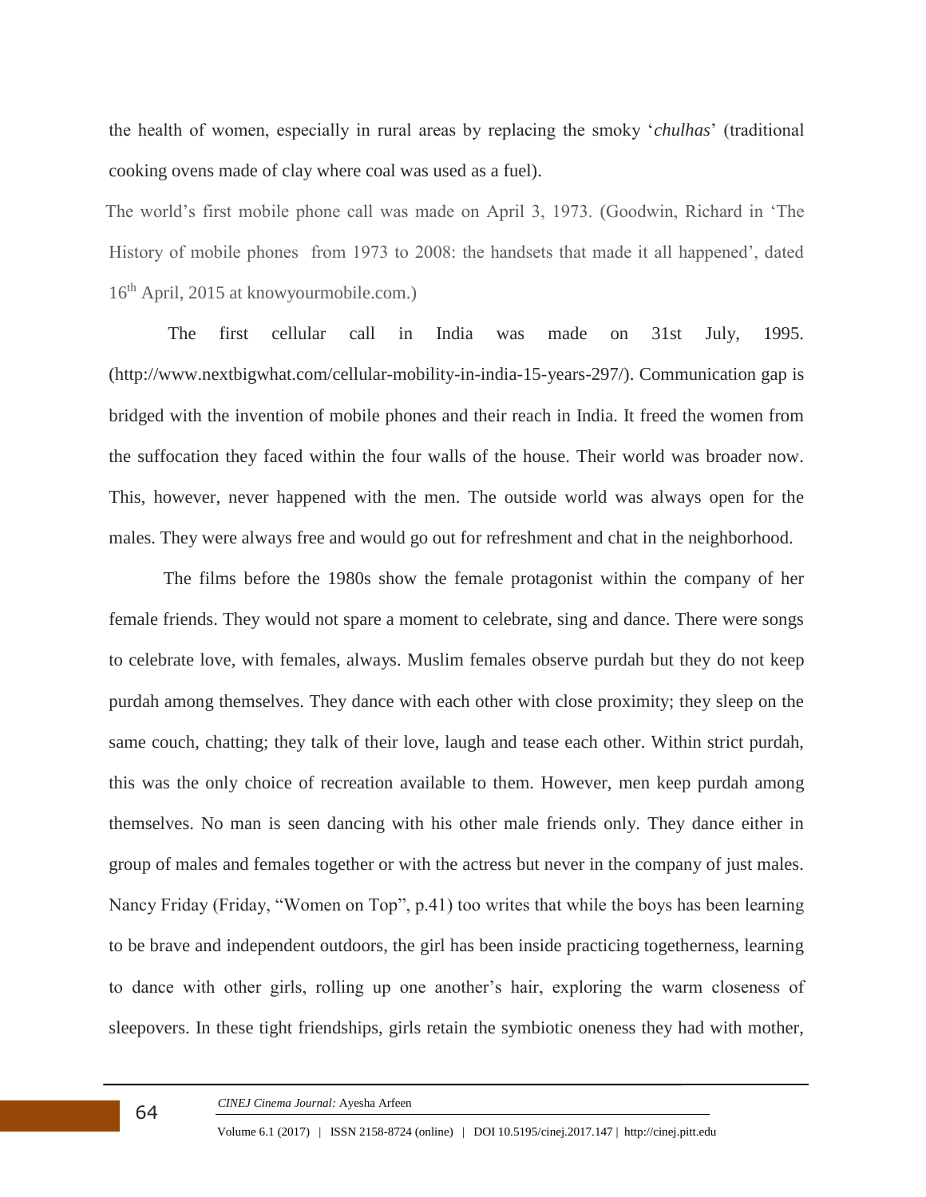the health of women, especially in rural areas by replacing the smoky '*chulhas*' (traditional cooking ovens made of clay where coal was used as a fuel).

The world's first mobile phone call was made on April 3, 1973. (Goodwin, Richard in 'The History of mobile phones from 1973 to 2008: the handsets that made it all happened', dated 16th April, 2015 at knowyourmobile.com.)

The first cellular call in India was made on 31st July, 1995. (http://www.nextbigwhat.com/cellular-mobility-in-india-15-years-297/). Communication gap is bridged with the invention of mobile phones and their reach in India. It freed the women from the suffocation they faced within the four walls of the house. Their world was broader now. This, however, never happened with the men. The outside world was always open for the males. They were always free and would go out for refreshment and chat in the neighborhood.

The films before the 1980s show the female protagonist within the company of her female friends. They would not spare a moment to celebrate, sing and dance. There were songs to celebrate love, with females, always. Muslim females observe purdah but they do not keep purdah among themselves. They dance with each other with close proximity; they sleep on the same couch, chatting; they talk of their love, laugh and tease each other. Within strict purdah, this was the only choice of recreation available to them. However, men keep purdah among themselves. No man is seen dancing with his other male friends only. They dance either in group of males and females together or with the actress but never in the company of just males. Nancy Friday (Friday, "Women on Top", p.41) too writes that while the boys has been learning to be brave and independent outdoors, the girl has been inside practicing togetherness, learning to dance with other girls, rolling up one another's hair, exploring the warm closeness of sleepovers. In these tight friendships, girls retain the symbiotic oneness they had with mother,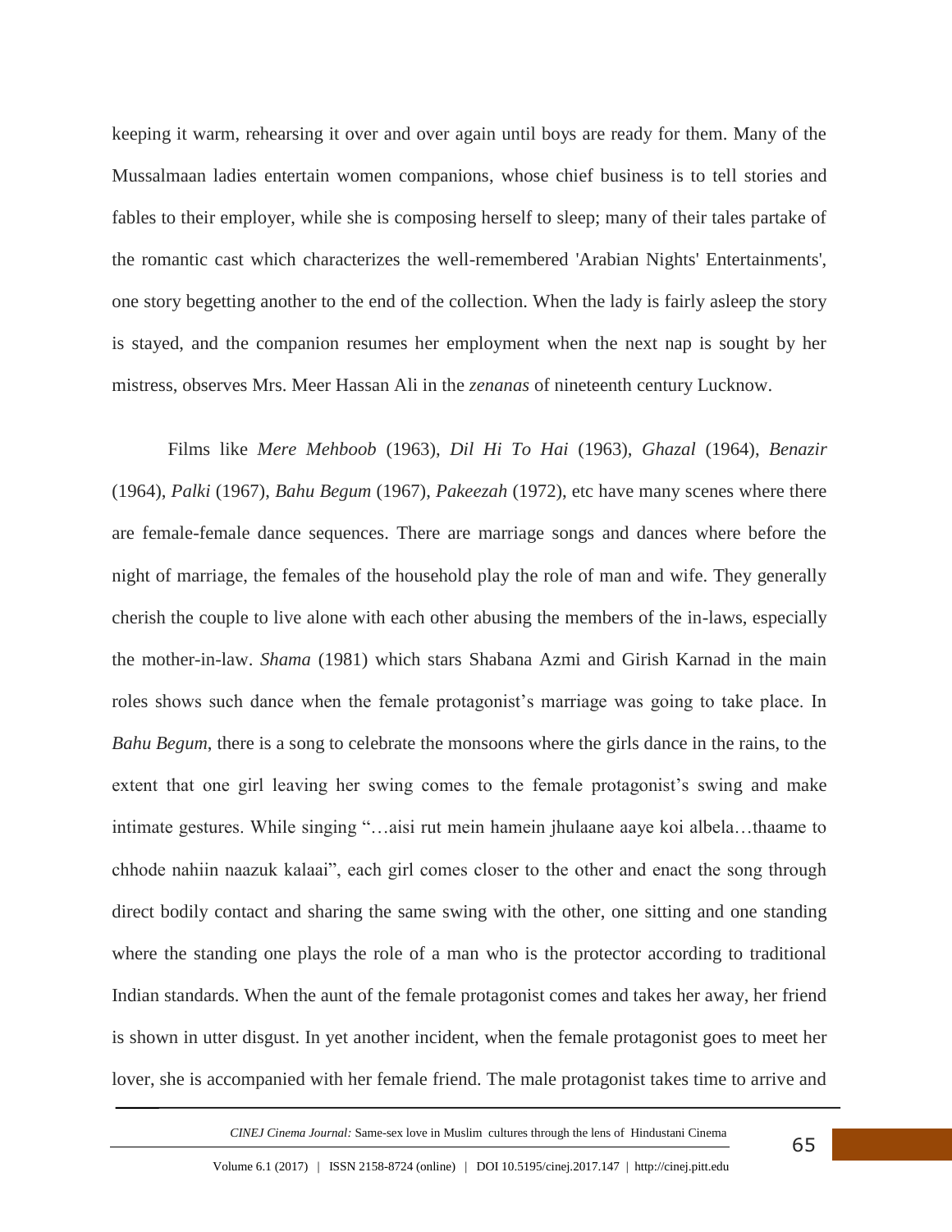keeping it warm, rehearsing it over and over again until boys are ready for them. Many of the Mussalmaan ladies entertain women companions, whose chief business is to tell stories and fables to their employer, while she is composing herself to sleep; many of their tales partake of the romantic cast which characterizes the well-remembered 'Arabian Nights' Entertainments', one story begetting another to the end of the collection. When the lady is fairly asleep the story is stayed, and the companion resumes her employment when the next nap is sought by her mistress, observes Mrs. Meer Hassan Ali in the *zenanas* of nineteenth century Lucknow.

Films like *Mere Mehboob* (1963), *Dil Hi To Hai* (1963), *Ghazal* (1964), *Benazir* (1964), *Palki* (1967), *Bahu Begum* (1967), *Pakeezah* (1972), etc have many scenes where there are female-female dance sequences. There are marriage songs and dances where before the night of marriage, the females of the household play the role of man and wife. They generally cherish the couple to live alone with each other abusing the members of the in-laws, especially the mother-in-law. *Shama* (1981) which stars Shabana Azmi and Girish Karnad in the main roles shows such dance when the female protagonist's marriage was going to take place. In *Bahu Begum*, there is a song to celebrate the monsoons where the girls dance in the rains, to the extent that one girl leaving her swing comes to the female protagonist's swing and make intimate gestures. While singing "…aisi rut mein hamein jhulaane aaye koi albela…thaame to chhode nahiin naazuk kalaai", each girl comes closer to the other and enact the song through direct bodily contact and sharing the same swing with the other, one sitting and one standing where the standing one plays the role of a man who is the protector according to traditional Indian standards. When the aunt of the female protagonist comes and takes her away, her friend is shown in utter disgust. In yet another incident, when the female protagonist goes to meet her lover, she is accompanied with her female friend. The male protagonist takes time to arrive and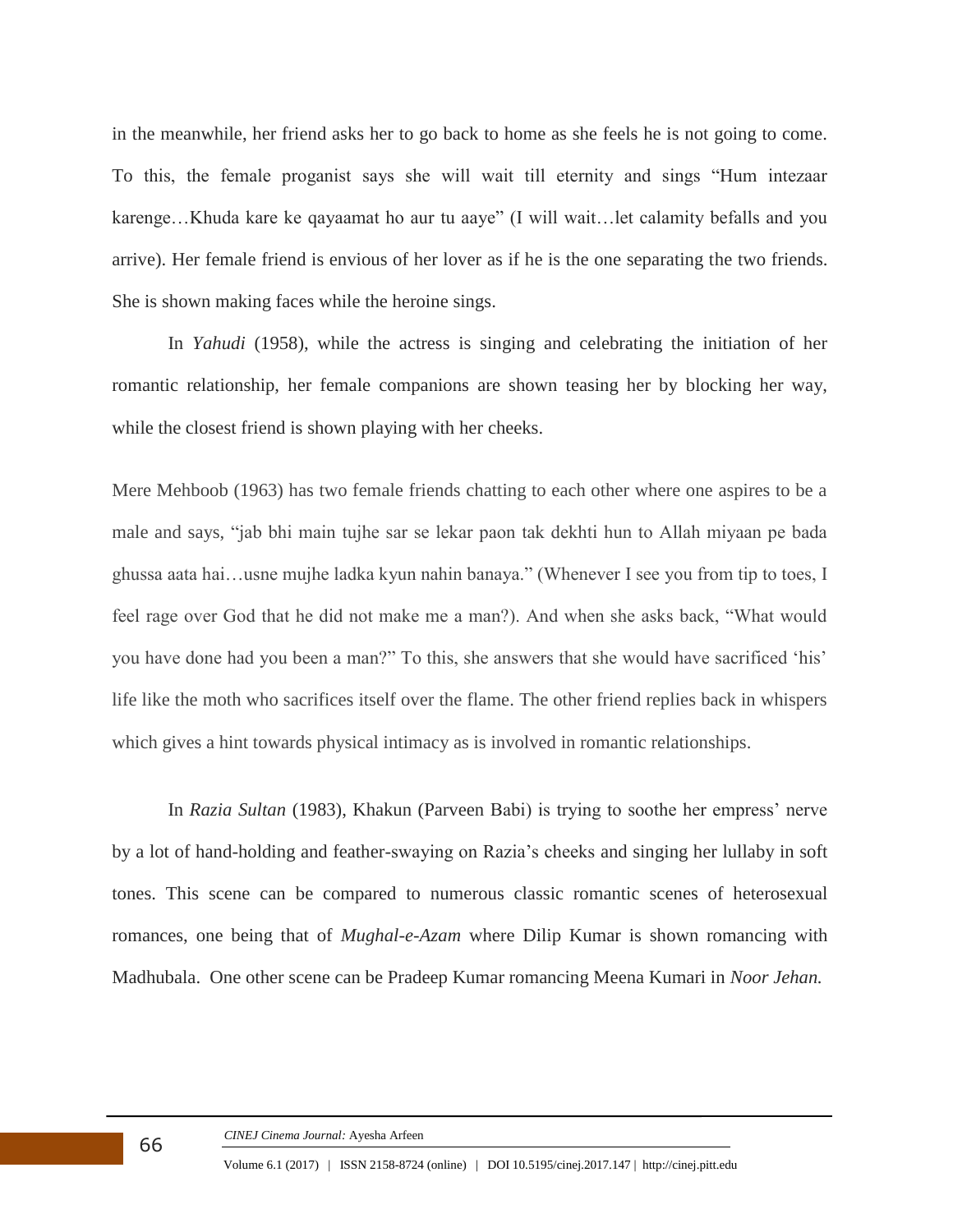in the meanwhile, her friend asks her to go back to home as she feels he is not going to come. To this, the female proganist says she will wait till eternity and sings "Hum intezaar karenge…Khuda kare ke qayaamat ho aur tu aaye" (I will wait…let calamity befalls and you arrive). Her female friend is envious of her lover as if he is the one separating the two friends. She is shown making faces while the heroine sings.

In *Yahudi* (1958), while the actress is singing and celebrating the initiation of her romantic relationship, her female companions are shown teasing her by blocking her way, while the closest friend is shown playing with her cheeks.

Mere Mehboob (1963) has two female friends chatting to each other where one aspires to be a male and says, "jab bhi main tujhe sar se lekar paon tak dekhti hun to Allah miyaan pe bada ghussa aata hai…usne mujhe ladka kyun nahin banaya." (Whenever I see you from tip to toes, I feel rage over God that he did not make me a man?). And when she asks back, "What would you have done had you been a man?" To this, she answers that she would have sacrificed 'his' life like the moth who sacrifices itself over the flame. The other friend replies back in whispers which gives a hint towards physical intimacy as is involved in romantic relationships.

In *Razia Sultan* (1983), Khakun (Parveen Babi) is trying to soothe her empress' nerve by a lot of hand-holding and feather-swaying on Razia's cheeks and singing her lullaby in soft tones. This scene can be compared to numerous classic romantic scenes of heterosexual romances, one being that of *Mughal-e-Azam* where Dilip Kumar is shown romancing with Madhubala. One other scene can be Pradeep Kumar romancing Meena Kumari in *Noor Jehan.*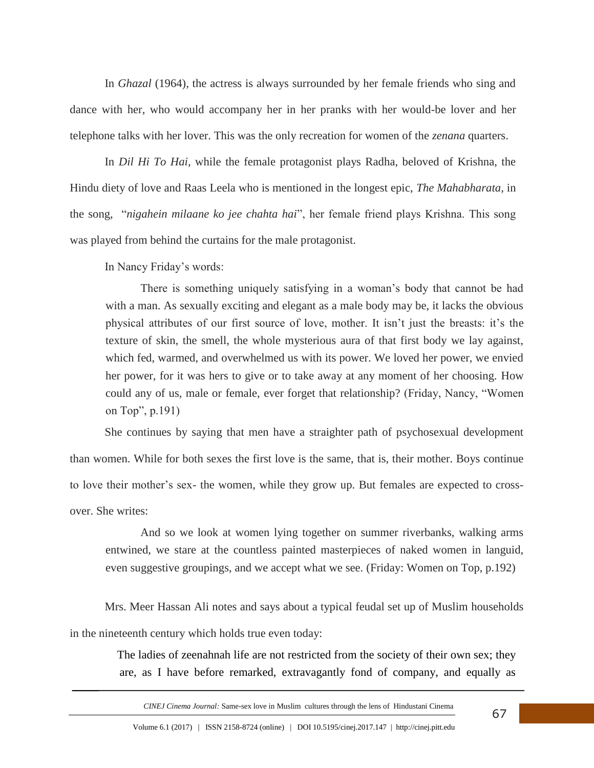In *Ghazal* (1964), the actress is always surrounded by her female friends who sing and dance with her, who would accompany her in her pranks with her would-be lover and her telephone talks with her lover. This was the only recreation for women of the *zenana* quarters.

In *Dil Hi To Hai*, while the female protagonist plays Radha, beloved of Krishna, the Hindu diety of love and Raas Leela who is mentioned in the longest epic, *The Mahabharata*, in the song, "*nigahein milaane ko jee chahta hai*", her female friend plays Krishna. This song was played from behind the curtains for the male protagonist.

In Nancy Friday's words:

> There is something uniquely satisfying in a woman's body that cannot be had with a man. As sexually exciting and elegant as a male body may be, it lacks the obvious physical attributes of our first source of love, mother. It isn't just the breasts: it's the texture of skin, the smell, the whole mysterious aura of that first body we lay against, which fed, warmed, and overwhelmed us with its power. We loved her power, we envied her power, for it was hers to give or to take away at any moment of her choosing. How could any of us, male or female, ever forget that relationship? (Friday, Nancy, "Women on Top", p.191)

She continues by saying that men have a straighter path of psychosexual development than women. While for both sexes the first love is the same, that is, their mother. Boys continue to love their mother's sex- the women, while they grow up. But females are expected to cross-over. She writes:

> And so we look at women lying together on summer riverbanks, walking arms entwined, we stare at the countless painted masterpieces of naked women in languid, even suggestive groupings, and we accept what we see. (Friday: Women on Top, p.192)

Mrs. Meer Hassan Ali notes and says about a typical feudal set up of Muslim households in the nineteenth century which holds true even today:

> The ladies of zeenahnah life are not restricted from the society of their own sex; they are, as I have before remarked, extravagantly fond of company, and equally as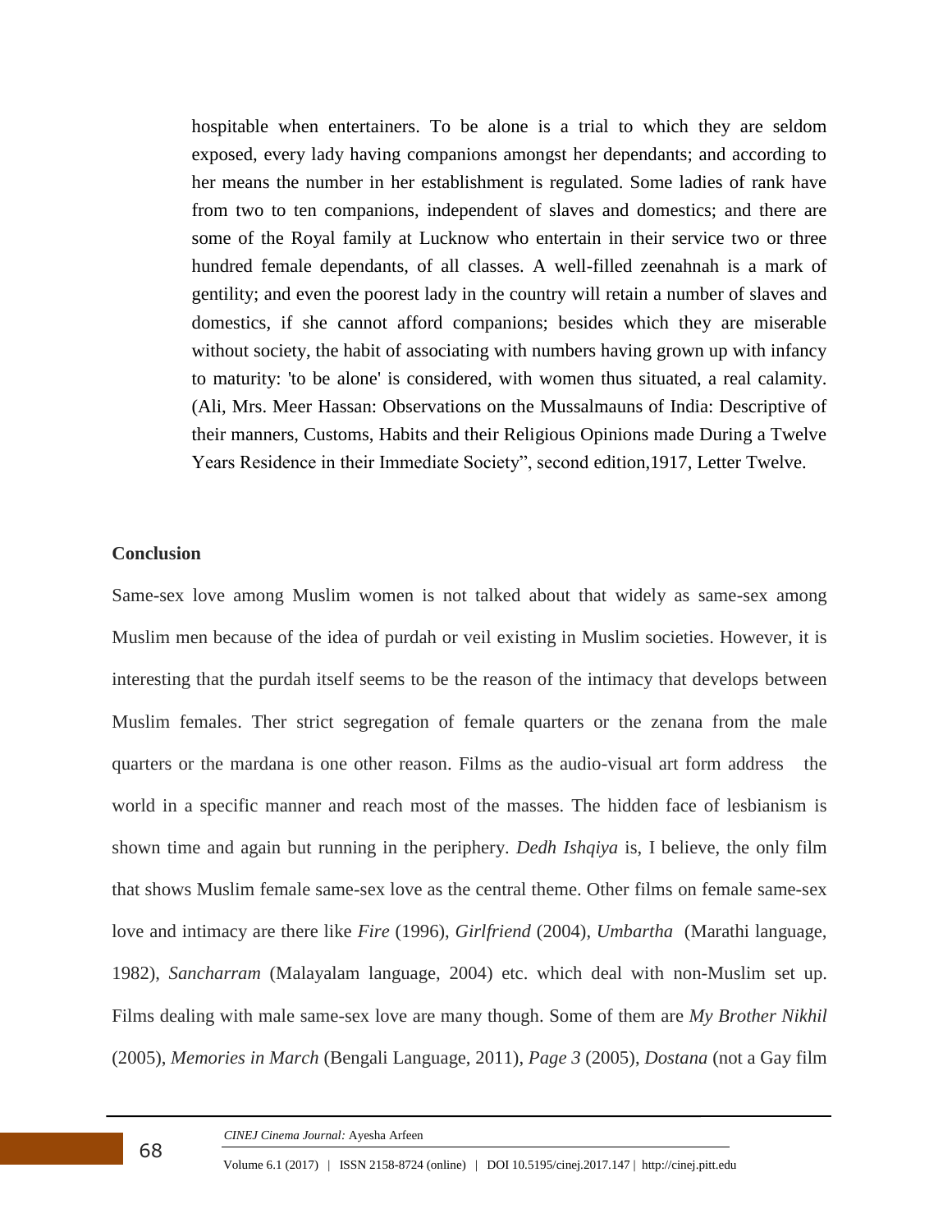> hospitable when entertainers. To be alone is a trial to which they are seldom exposed, every lady having companions amongst her dependants; and according to her means the number in her establishment is regulated. Some ladies of rank have from two to ten companions, independent of slaves and domestics; and there are some of the Royal family at Lucknow who entertain in their service two or three hundred female dependants, of all classes. A well-filled zeenahnah is a mark of gentility; and even the poorest lady in the country will retain a number of slaves and domestics, if she cannot afford companions; besides which they are miserable without society, the habit of associating with numbers having grown up with infancy to maturity: 'to be alone' is considered, with women thus situated, a real calamity. (Ali, Mrs. Meer Hassan: Observations on the Mussalmauns of India: Descriptive of their manners, Customs, Habits and their Religious Opinions made During a Twelve Years Residence in their Immediate Society", second edition,1917, Letter Twelve.

**Conclusion**

Same-sex love among Muslim women is not talked about that widely as same-sex among Muslim men because of the idea of purdah or veil existing in Muslim societies. However, it is interesting that the purdah itself seems to be the reason of the intimacy that develops between Muslim females. Ther strict segregation of female quarters or the zenana from the male quarters or the mardana is one other reason. Films as the audio-visual art form address the world in a specific manner and reach most of the masses. The hidden face of lesbianism is shown time and again but running in the periphery. *Dedh Ishqiya* is, I believe, the only film that shows Muslim female same-sex love as the central theme. Other films on female same-sex love and intimacy are there like *Fire* (1996), *Girlfriend* (2004), *Umbartha* (Marathi language, 1982), *Sancharram* (Malayalam language, 2004) etc. which deal with non-Muslim set up. Films dealing with male same-sex love are many though. Some of them are *My Brother Nikhil* (2005), *Memories in March* (Bengali Language, 2011), *Page 3* (2005), *Dostana* (not a Gay film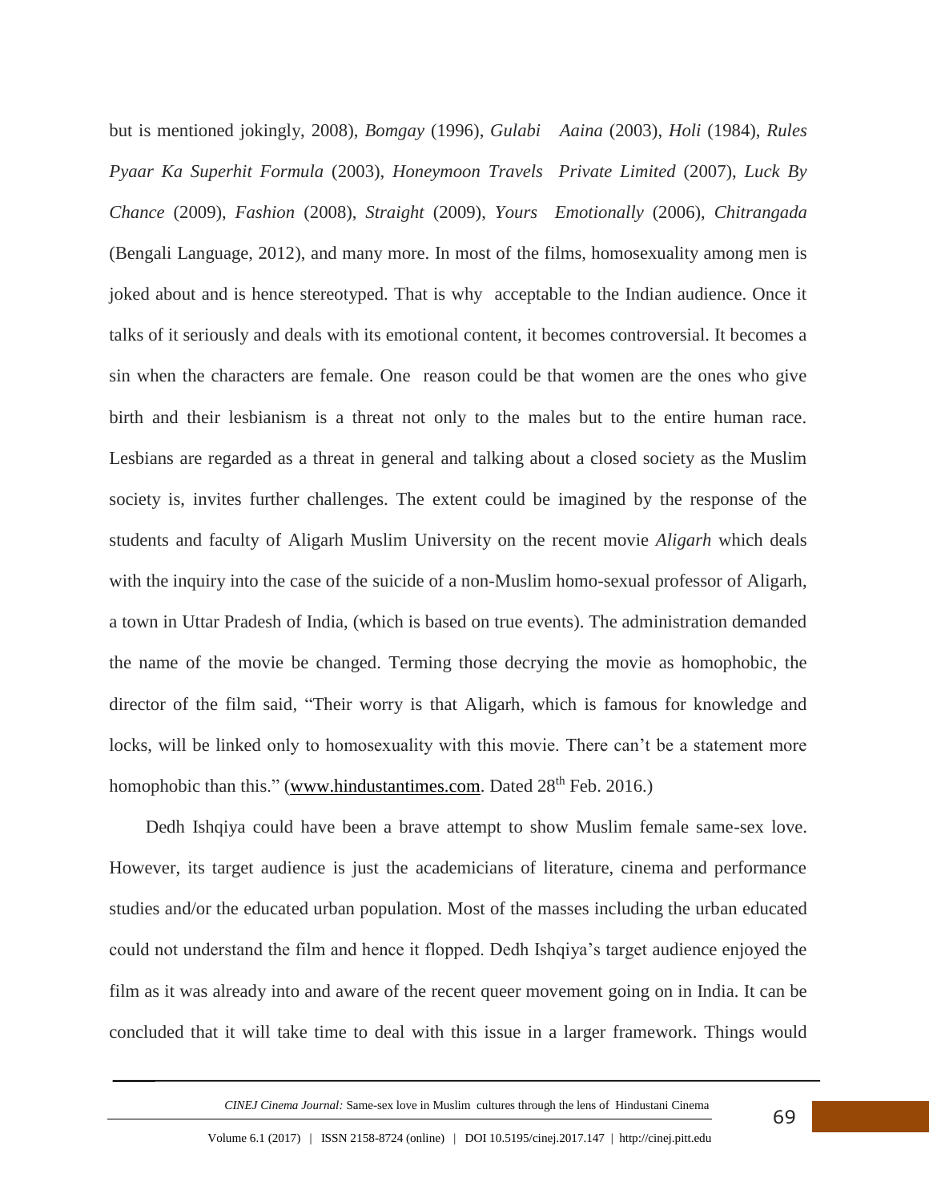but is mentioned jokingly, 2008), *Bomgay* (1996), *Gulabi Aaina* (2003), *Holi* (1984), *Rules Pyaar Ka Superhit Formula* (2003), *Honeymoon Travels Private Limited* (2007), *Luck By Chance* (2009), *Fashion* (2008), *Straight* (2009), *Yours Emotionally* (2006), *Chitrangada* (Bengali Language, 2012), and many more. In most of the films, homosexuality among men is joked about and is hence stereotyped. That is why acceptable to the Indian audience. Once it talks of it seriously and deals with its emotional content, it becomes controversial. It becomes a sin when the characters are female. One reason could be that women are the ones who give birth and their lesbianism is a threat not only to the males but to the entire human race. Lesbians are regarded as a threat in general and talking about a closed society as the Muslim society is, invites further challenges. The extent could be imagined by the response of the students and faculty of Aligarh Muslim University on the recent movie *Aligarh* which deals with the inquiry into the case of the suicide of a non-Muslim homo-sexual professor of Aligarh, a town in Uttar Pradesh of India, (which is based on true events). The administration demanded the name of the movie be changed. Terming those decrying the movie as homophobic, the director of the film said, "Their worry is that Aligarh, which is famous for knowledge and locks, will be linked only to homosexuality with this movie. There can't be a statement more homophobic than this." (www.hindustantimes.com. Dated 28th Feb. 2016.)

Dedh Ishqiya could have been a brave attempt to show Muslim female same-sex love. However, its target audience is just the academicians of literature, cinema and performance studies and/or the educated urban population. Most of the masses including the urban educated could not understand the film and hence it flopped. Dedh Ishqiya's target audience enjoyed the film as it was already into and aware of the recent queer movement going on in India. It can be concluded that it will take time to deal with this issue in a larger framework. Things would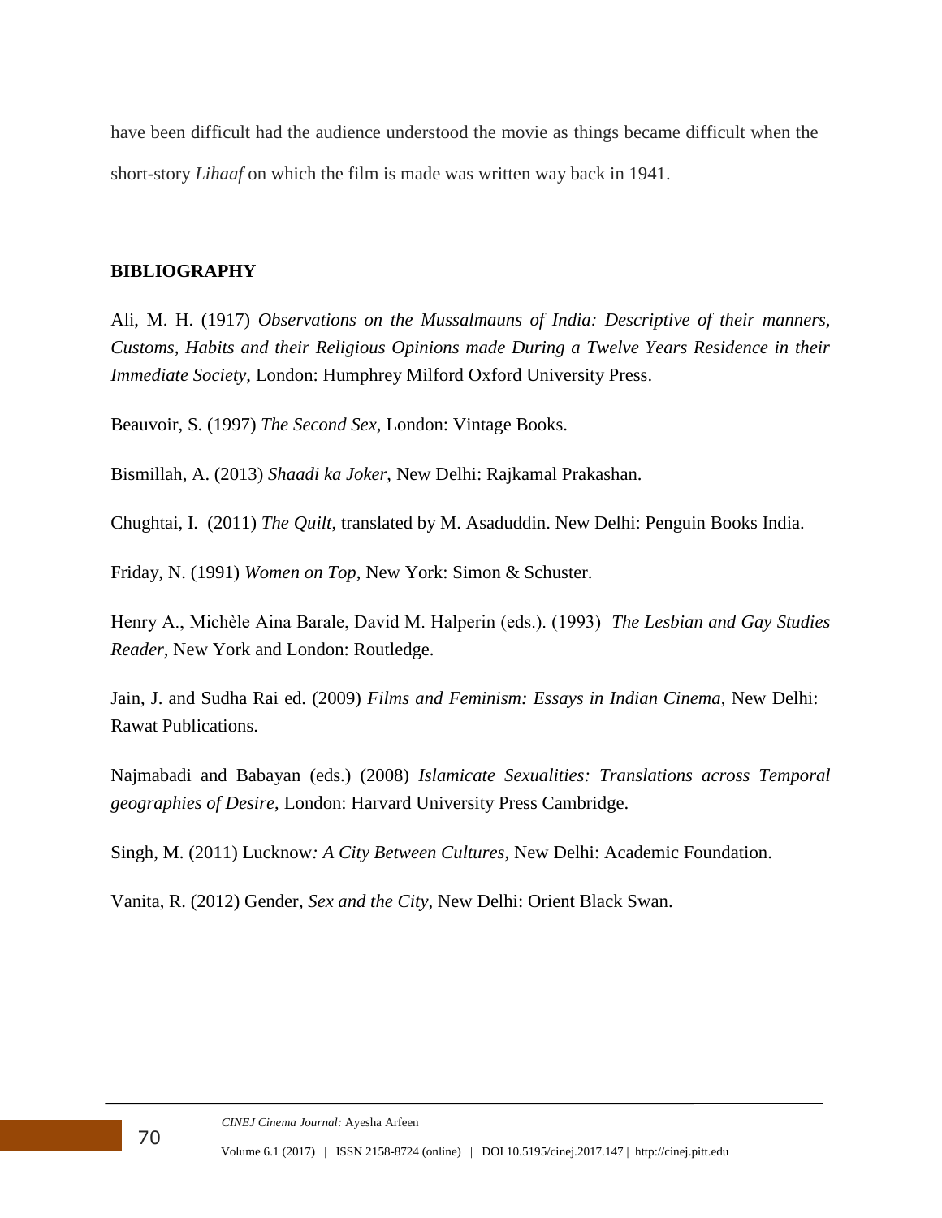have been difficult had the audience understood the movie as things became difficult when the short-story *Lihaaf* on which the film is made was written way back in 1941.

## BIBLIOGRAPHY

Ali, M. H. (1917) *Observations on the Mussalmauns of India: Descriptive of their manners, Customs, Habits and their Religious Opinions made During a Twelve Years Residence in their Immediate Society*, London: Humphrey Milford Oxford University Press.

Beauvoir, S. (1997) *The Second Sex*, London: Vintage Books.

Bismillah, A. (2013) *Shaadi ka Joker*, New Delhi: Rajkamal Prakashan.

Chughtai, I. (2011) *The Quilt*, translated by M. Asaduddin. New Delhi: Penguin Books India.

Friday, N. (1991) *Women on Top*, New York: Simon & Schuster.

Henry A., Michèle Aina Barale, David M. Halperin (eds.). (1993) *The Lesbian and Gay Studies Reader*, New York and London: Routledge.

Jain, J. and Sudha Rai ed. (2009) *Films and Feminism: Essays in Indian Cinema*, New Delhi: Rawat Publications.

Najmabadi and Babayan (eds.) (2008) *Islamicate Sexualities: Translations across Temporal geographies of Desire*, London: Harvard University Press Cambridge.

Singh, M. (2011) Lucknow*: A City Between Cultures*, New Delhi: Academic Foundation.

Vanita, R. (2012) Gender*, Sex and the City*, New Delhi: Orient Black Swan.